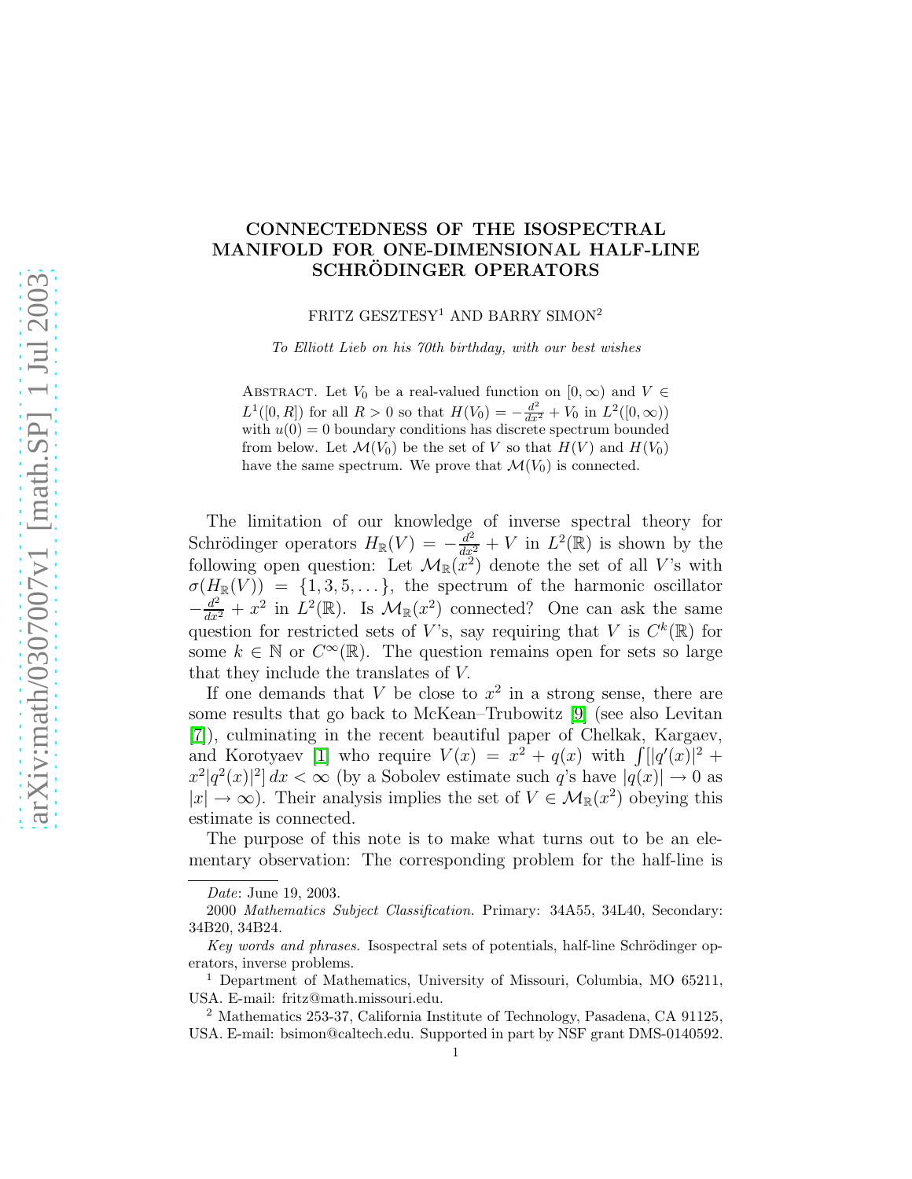# CONNECTEDNESS OF THE ISOSPECTRAL MANIFOLD FOR ONE-DIMENSIONAL HALF-LINE SCHRÖDINGER OPERATORS

FRITZ GESZTESY[1] AND BARRY SIMON[2]

*To Elliott Lieb on his 70th birthday, with our best wishes*

Abstract. Let $V_0$ be a real-valued function on $[0, \infty)$ and $V \in L^1([0, R])$ for all $R > 0$ so that $H(V_0) = -\frac{d^2}{dx^2} + V_0$ in $L^2([0, \infty))$ with $u(0) = 0$ boundary conditions has discrete spectrum bounded from below. Let $\mathcal{M}(V_0)$ be the set of $V$ so that $H(V)$ and $H(V_0)$ have the same spectrum. We prove that $\mathcal{M}(V_0)$ is connected.

The limitation of our knowledge of inverse spectral theory for Schrödinger operators $H_{\mathbb{R}}(V) = -\frac{d^2}{dx^2} + V$ in $L^2(\mathbb{R})$ is shown by the following open question: Let $\mathcal{M}_{\mathbb{R}}(x^2)$ denote the set of all $V$'s with $\sigma(H_{\mathbb{R}}(V)) = \{1, 3, 5, \dots\}$, the spectrum of the harmonic oscillator $-\frac{d^2}{dx^2} + x^2$ in $L^2(\mathbb{R})$. Is $\mathcal{M}_{\mathbb{R}}(x^2)$ connected? One can ask the same question for restricted sets of $V$'s, say requiring that $V$ is $C^k(\mathbb{R})$ for some $k \in \mathbb{N}$ or $C^\infty(\mathbb{R})$. The question remains open for sets so large that they include the translates of $V$.

If one demands that $V$ be close to $x^2$ in a strong sense, there are some results that go back to McKean–Trubowitz [9] (see also Levitan [7]), culminating in the recent beautiful paper of Chelkak, Kargaev, and Korotyaev [1] who require $V(x) = x^2 + q(x)$ with $\int [|q'(x)|^2 + x^2|q^2(x)|^2]\, dx < \infty$ (by a Sobolev estimate such $q$'s have $|q(x)| \to 0$ as $|x| \to \infty$). Their analysis implies the set of $V \in \mathcal{M}_{\mathbb{R}}(x^2)$ obeying this estimate is connected.

The purpose of this note is to make what turns out to be an elementary observation: The corresponding problem for the half-line is

---

*Date*: June 19, 2003.

2000 *Mathematics Subject Classification*. Primary: 34A55, 34L40, Secondary: 34B20, 34B24.

*Key words and phrases.* Isospectral sets of potentials, half-line Schrödinger operators, inverse problems.

[1] Department of Mathematics, University of Missouri, Columbia, MO 65211, USA. E-mail: fritz@math.missouri.edu.

[2] Mathematics 253-37, California Institute of Technology, Pasadena, CA 91125, USA. E-mail: bsimon@caltech.edu. Supported in part by NSF grant DMS-0140592.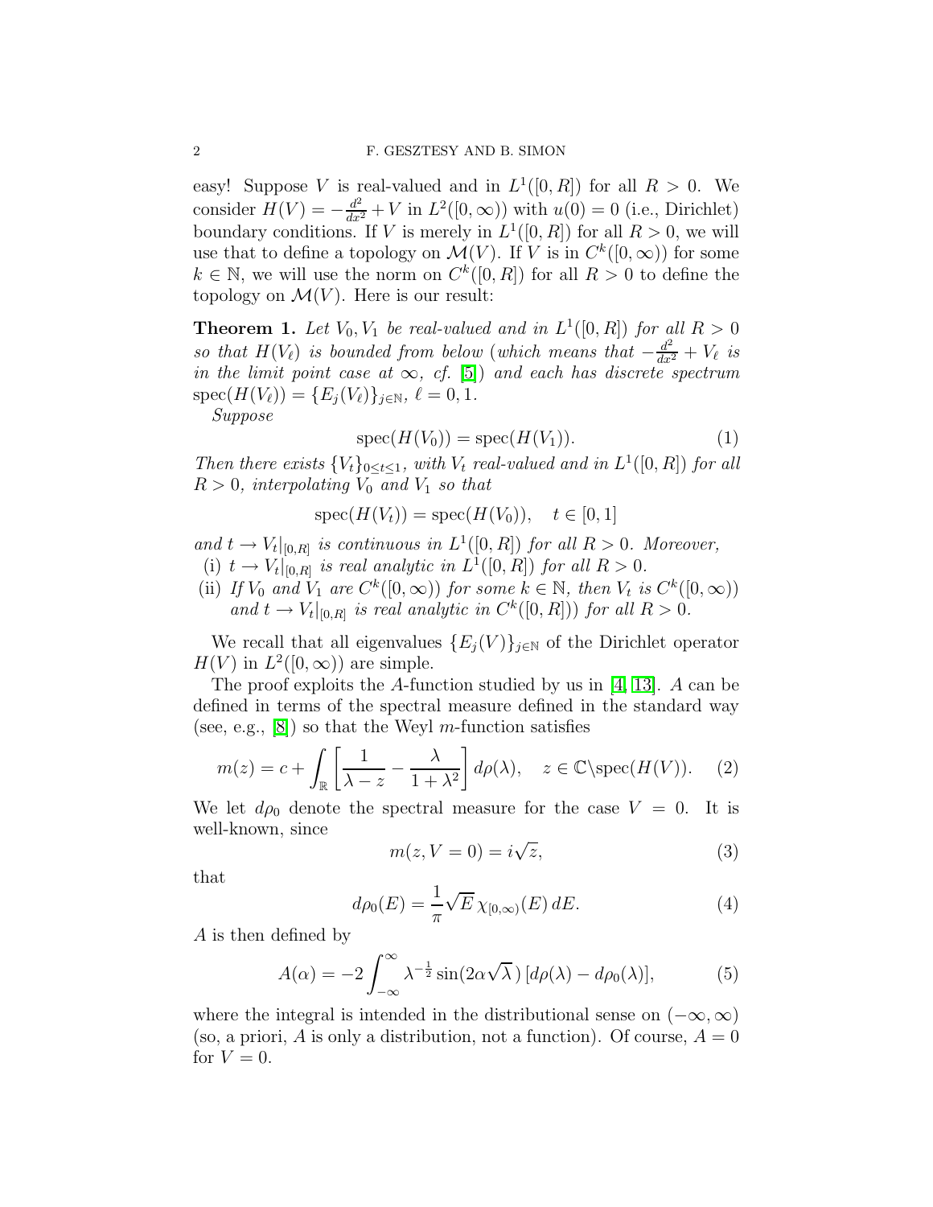easy! Suppose $V$ is real-valued and in $L^1([0,R])$ for all $R > 0$. We consider $H(V) = -\frac{d^2}{dx^2} + V$ in $L^2([0,\infty))$ with $u(0) = 0$ (i.e., Dirichlet) boundary conditions. If $V$ is merely in $L^1([0,R])$ for all $R > 0$, we will use that to define a topology on $\mathcal{M}(V)$. If $V$ is in $C^k([0,\infty))$ for some $k \in \mathbb{N}$, we will use the norm on $C^k([0,R])$ for all $R > 0$ to define the topology on $\mathcal{M}(V)$. Here is our result:

**Theorem 1.** *Let $V_0, V_1$ be real-valued and in $L^1([0,R])$ for all $R > 0$ so that $H(V_\ell)$ is bounded from below (which means that $-\frac{d^2}{dx^2} + V_\ell$ is in the limit point case at $\infty$, cf. [5]) and each has discrete spectrum $\operatorname{spec}(H(V_\ell)) = \{E_j(V_\ell)\}_{j\in\mathbb{N}}$, $\ell = 0, 1$.*

*Suppose*

$$\operatorname{spec}(H(V_0)) = \operatorname{spec}(H(V_1)). \tag{1}$$

*Then there exists $\{V_t\}_{0\le t\le 1}$, with $V_t$ real-valued and in $L^1([0,R])$ for all $R > 0$, interpolating $V_0$ and $V_1$ so that*

$$\operatorname{spec}(H(V_t)) = \operatorname{spec}(H(V_0)), \quad t \in [0,1]$$

*and $t \to V_t|_{[0,R]}$ is continuous in $L^1([0,R])$ for all $R > 0$. Moreover,*

- (i) *$t \to V_t|_{[0,R]}$ is real analytic in $L^1([0,R])$ for all $R > 0$.*
- (ii) *If $V_0$ and $V_1$ are $C^k([0,\infty))$ for some $k \in \mathbb{N}$, then $V_t$ is $C^k([0,\infty))$ and $t \to V_t|_{[0,R]}$ is real analytic in $C^k([0,R])$ for all $R > 0$.*

We recall that all eigenvalues $\{E_j(V)\}_{j\in\mathbb{N}}$ of the Dirichlet operator $H(V)$ in $L^2([0,\infty))$ are simple.

The proof exploits the $A$-function studied by us in [4, 13]. $A$ can be defined in terms of the spectral measure defined in the standard way (see, e.g., [8]) so that the Weyl $m$-function satisfies

$$m(z) = c + \int_{\mathbb{R}} \left[\frac{1}{\lambda - z} - \frac{\lambda}{1+\lambda^2}\right] d\rho(\lambda), \quad z \in \mathbb{C}\backslash\operatorname{spec}(H(V)). \tag{2}$$

We let $d\rho_0$ denote the spectral measure for the case $V = 0$. It is well-known, since

$$m(z, V = 0) = i\sqrt{z}, \tag{3}$$

that

$$d\rho_0(E) = \frac{1}{\pi}\sqrt{E}\,\chi_{[0,\infty)}(E)\,dE. \tag{4}$$

$A$ is then defined by

$$A(\alpha) = -2\int_{-\infty}^{\infty} \lambda^{-\frac{1}{2}} \sin(2\alpha\sqrt{\lambda}\,)\,[d\rho(\lambda) - d\rho_0(\lambda)], \tag{5}$$

where the integral is intended in the distributional sense on $(-\infty,\infty)$ (so, a priori, $A$ is only a distribution, not a function). Of course, $A = 0$ for $V = 0$.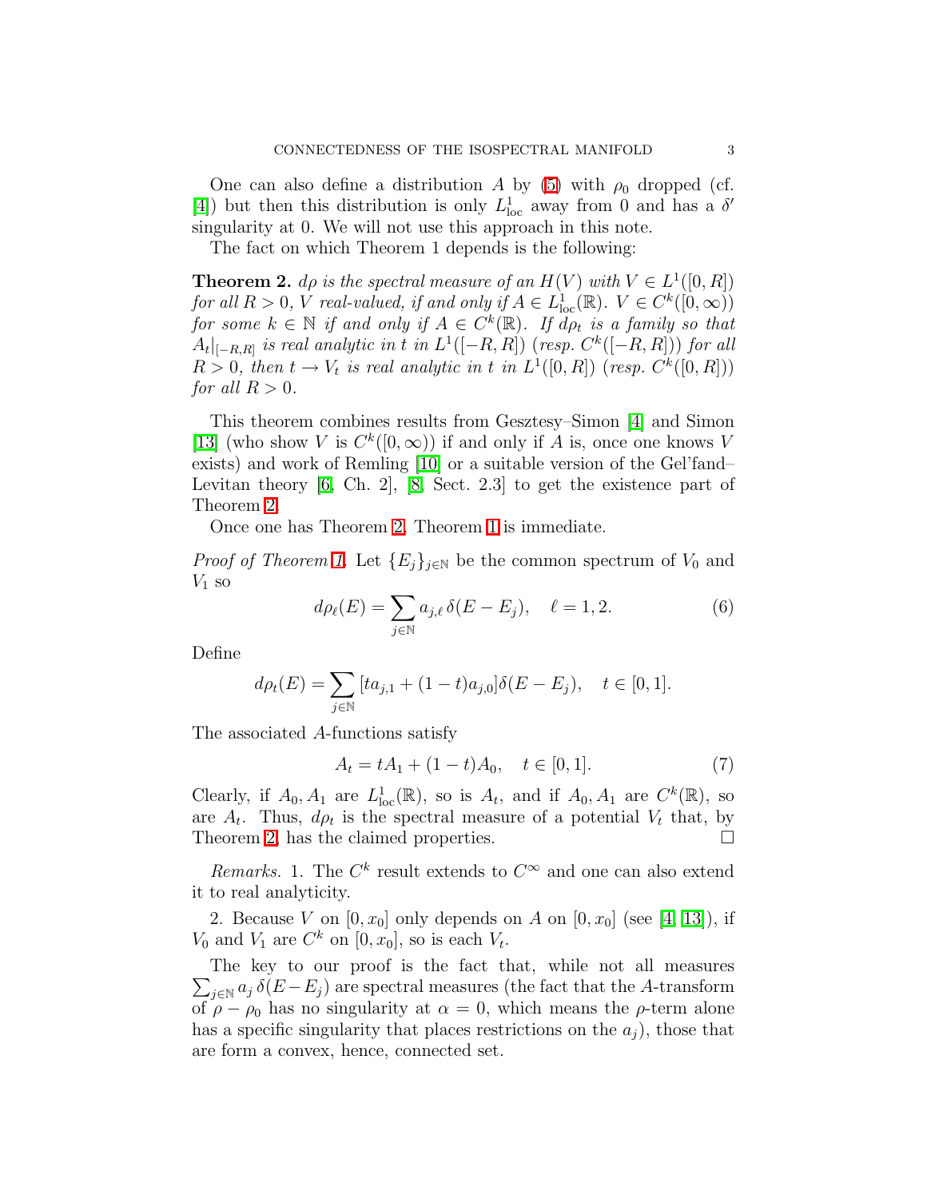One can also define a distribution $A$ by (5) with $\rho_0$ dropped (cf. [4]) but then this distribution is only $L^1_{\rm loc}$ away from 0 and has a $\delta'$ singularity at 0. We will not use this approach in this note.

The fact on which Theorem 1 depends is the following:

**Theorem 2.** *$d\rho$ is the spectral measure of an $H(V)$ with $V \in L^1([0,R])$ for all $R > 0$, $V$ real-valued, if and only if $A \in L^1_{\rm loc}(\mathbb{R})$. $V \in C^k([0,\infty))$ for some $k \in \mathbb{N}$ if and only if $A \in C^k(\mathbb{R})$. If $d\rho_t$ is a family so that $A_t|_{[-R,R]}$ is real analytic in $t$ in $L^1([-R,R])$ (resp. $C^k([-R,R])$) for all $R > 0$, then $t \to V_t$ is real analytic in $t$ in $L^1([0,R])$ (resp. $C^k([0,R])$) for all $R > 0$.*

This theorem combines results from Gesztesy–Simon [4] and Simon [13] (who show $V$ is $C^k([0,\infty))$ if and only if $A$ is, once one knows $V$ exists) and work of Remling [10] or a suitable version of the Gel'fand–Levitan theory [6, Ch. 2], [8, Sect. 2.3] to get the existence part of Theorem 2.

Once one has Theorem 2, Theorem 1 is immediate.

*Proof of Theorem 1.* Let $\{E_j\}_{j\in\mathbb{N}}$ be the common spectrum of $V_0$ and $V_1$ so

$$d\rho_\ell(E) = \sum_{j\in\mathbb{N}} a_{j,\ell}\, \delta(E - E_j), \quad \ell = 1, 2. \tag{6}$$

Define

$$d\rho_t(E) = \sum_{j\in\mathbb{N}} [ta_{j,1} + (1-t)a_{j,0}]\delta(E - E_j), \quad t \in [0,1].$$

The associated $A$-functions satisfy

$$A_t = tA_1 + (1-t)A_0, \quad t \in [0,1]. \tag{7}$$

Clearly, if $A_0, A_1$ are $L^1_{\rm loc}(\mathbb{R})$, so is $A_t$, and if $A_0, A_1$ are $C^k(\mathbb{R})$, so are $A_t$. Thus, $d\rho_t$ is the spectral measure of a potential $V_t$ that, by Theorem 2, has the claimed properties. $\square$

*Remarks.* 1. The $C^k$ result extends to $C^\infty$ and one can also extend it to real analyticity.

2. Because $V$ on $[0, x_0]$ only depends on $A$ on $[0, x_0]$ (see [4, 13]), if $V_0$ and $V_1$ are $C^k$ on $[0, x_0]$, so is each $V_t$.

The key to our proof is the fact that, while not all measures $\sum_{j\in\mathbb{N}} a_j\, \delta(E - E_j)$ are spectral measures (the fact that the $A$-transform of $\rho - \rho_0$ has no singularity at $\alpha = 0$, which means the $\rho$-term alone has a specific singularity that places restrictions on the $a_j$), those that are form a convex, hence, connected set.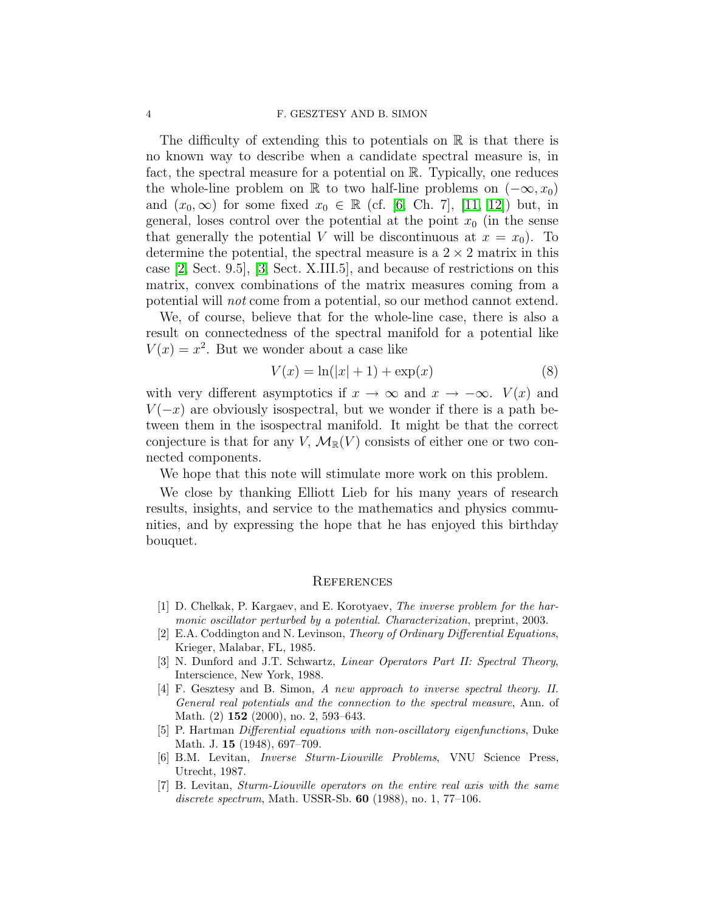The difficulty of extending this to potentials on $\mathbb{R}$ is that there is no known way to describe when a candidate spectral measure is, in fact, the spectral measure for a potential on $\mathbb{R}$. Typically, one reduces the whole-line problem on $\mathbb{R}$ to two half-line problems on $(-\infty, x_0)$ and $(x_0, \infty)$ for some fixed $x_0 \in \mathbb{R}$ (cf. [6, Ch. 7], [11, 12]) but, in general, loses control over the potential at the point $x_0$ (in the sense that generally the potential $V$ will be discontinuous at $x = x_0$). To determine the potential, the spectral measure is a $2 \times 2$ matrix in this case [2, Sect. 9.5], [3, Sect. X.III.5], and because of restrictions on this matrix, convex combinations of the matrix measures coming from a potential will *not* come from a potential, so our method cannot extend.

We, of course, believe that for the whole-line case, there is also a result on connectedness of the spectral manifold for a potential like $V(x) = x^2$. But we wonder about a case like

$$V(x) = \ln(|x| + 1) + \exp(x) \tag{8}$$

with very different asymptotics if $x \to \infty$ and $x \to -\infty$. $V(x)$ and $V(-x)$ are obviously isospectral, but we wonder if there is a path between them in the isospectral manifold. It might be that the correct conjecture is that for any $V$, $\mathcal{M}_{\mathbb{R}}(V)$ consists of either one or two connected components.

We hope that this note will stimulate more work on this problem.

We close by thanking Elliott Lieb for his many years of research results, insights, and service to the mathematics and physics communities, and by expressing the hope that he has enjoyed this birthday bouquet.

## References

[1] D. Chelkak, P. Kargaev, and E. Korotyaev, *The inverse problem for the harmonic oscillator perturbed by a potential. Characterization*, preprint, 2003.

[2] E.A. Coddington and N. Levinson, *Theory of Ordinary Differential Equations*, Krieger, Malabar, FL, 1985.

[3] N. Dunford and J.T. Schwartz, *Linear Operators Part II: Spectral Theory*, Interscience, New York, 1988.

[4] F. Gesztesy and B. Simon, *A new approach to inverse spectral theory. II. General real potentials and the connection to the spectral measure*, Ann. of Math. (2) **152** (2000), no. 2, 593–643.

[5] P. Hartman *Differential equations with non-oscillatory eigenfunctions*, Duke Math. J. **15** (1948), 697–709.

[6] B.M. Levitan, *Inverse Sturm-Liouville Problems*, VNU Science Press, Utrecht, 1987.

[7] B. Levitan, *Sturm-Liouville operators on the entire real axis with the same discrete spectrum*, Math. USSR-Sb. **60** (1988), no. 1, 77–106.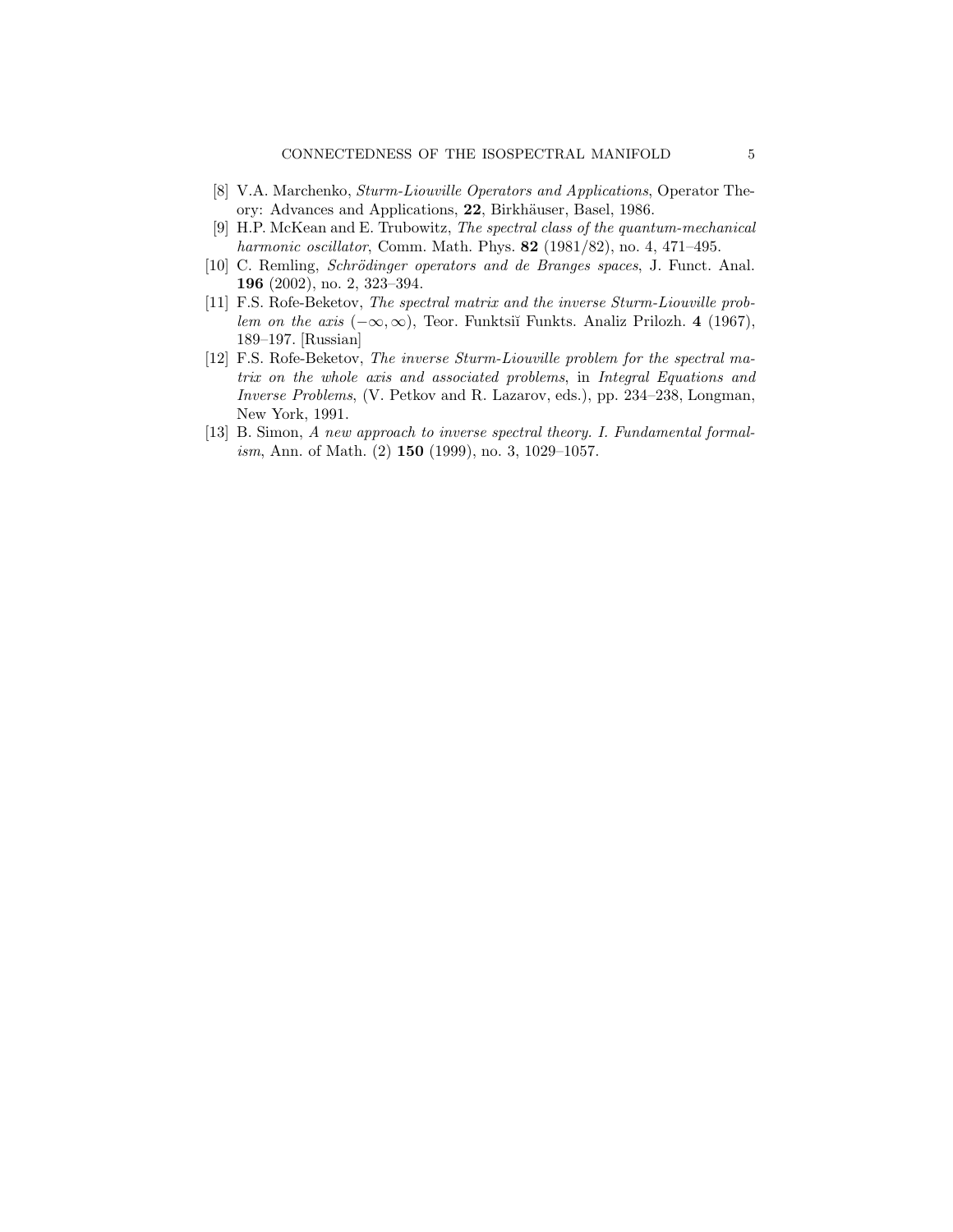[8] V.A. Marchenko, *Sturm-Liouville Operators and Applications*, Operator Theory: Advances and Applications, **22**, Birkhäuser, Basel, 1986.

[9] H.P. McKean and E. Trubowitz, *The spectral class of the quantum-mechanical harmonic oscillator*, Comm. Math. Phys. **82** (1981/82), no. 4, 471–495.

[10] C. Remling, *Schrödinger operators and de Branges spaces*, J. Funct. Anal. **196** (2002), no. 2, 323–394.

[11] F.S. Rofe-Beketov, *The spectral matrix and the inverse Sturm-Liouville problem on the axis* $(-\infty, \infty)$, Teor. Funktsiĭ Funkts. Analiz Prilozh. **4** (1967), 189–197. [Russian]

[12] F.S. Rofe-Beketov, *The inverse Sturm-Liouville problem for the spectral matrix on the whole axis and associated problems*, in *Integral Equations and Inverse Problems*, (V. Petkov and R. Lazarov, eds.), pp. 234–238, Longman, New York, 1991.

[13] B. Simon, *A new approach to inverse spectral theory. I. Fundamental formalism*, Ann. of Math. (2) **150** (1999), no. 3, 1029–1057.